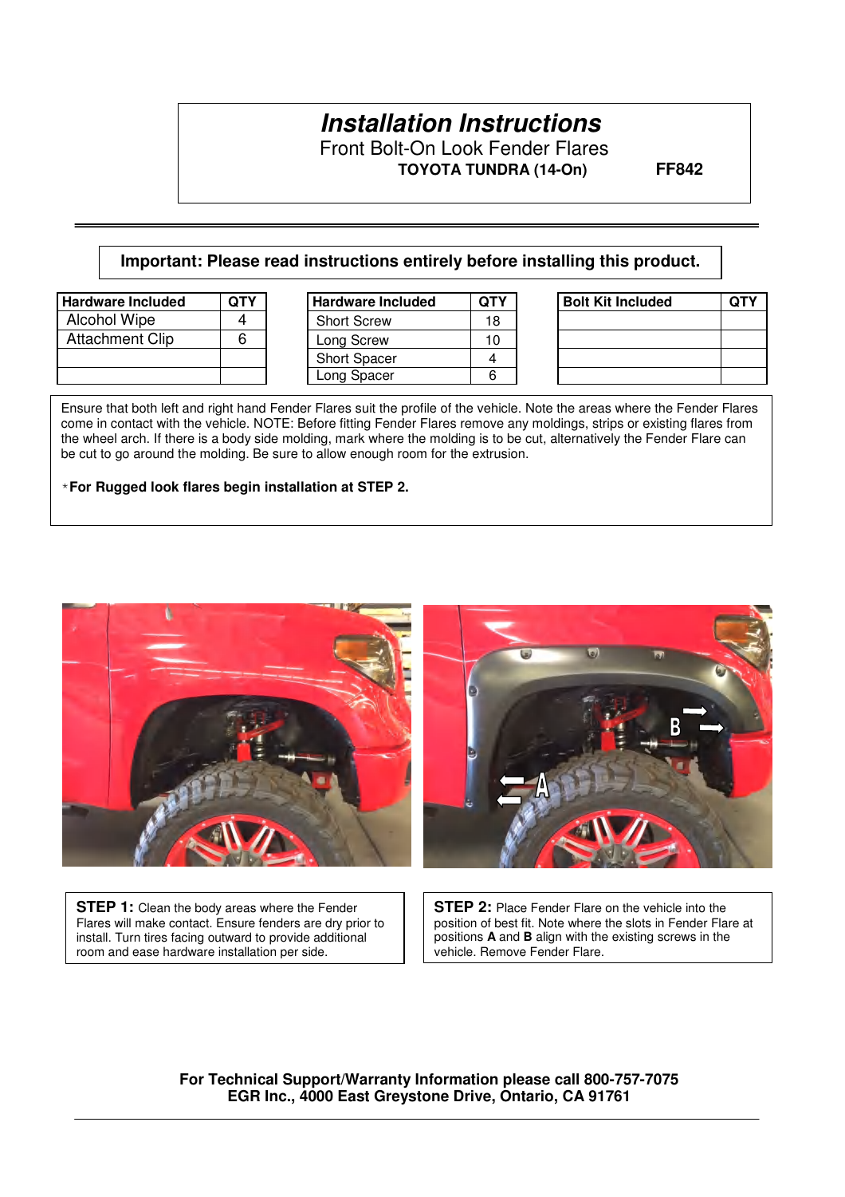# *Installation Instructions*

Front Bolt-On Look Fender Flares

**TOYOTA TUNDRA (14-On)** **FF842**

**Important: Please read instructions entirely before installing this product.**

| Hardware Included | QTY |
|---|---|
| Alcohol Wipe | 4 |
| Attachment Clip | 6 |
| | |
| | |

| Hardware Included | QTY |
|---|---|
| Short Screw | 18 |
| Long Screw | 10 |
| Short Spacer | 4 |
| Long Spacer | 6 |

| Bolt Kit Included | QTY |
|---|---|
| | |
| | |
| | |
| | |

Ensure that both left and right hand Fender Flares suit the profile of the vehicle. Note the areas where the Fender Flares come in contact with the vehicle. NOTE: Before fitting Fender Flares remove any moldings, strips or existing flares from the wheel arch. If there is a body side molding, mark where the molding is to be cut, alternatively the Fender Flare can be cut to go around the molding. Be sure to allow enough room for the extrusion.

\***For Rugged look flares begin installation at STEP 2.**

**STEP 1:** Clean the body areas where the Fender Flares will make contact. Ensure fenders are dry prior to install. Turn tires facing outward to provide additional room and ease hardware installation per side.

**STEP 2:** Place Fender Flare on the vehicle into the position of best fit. Note where the slots in Fender Flare at positions **A** and **B** align with the existing screws in the vehicle. Remove Fender Flare.

**For Technical Support/Warranty Information please call 800-757-7075**
**EGR Inc., 4000 East Greystone Drive, Ontario, CA 91761**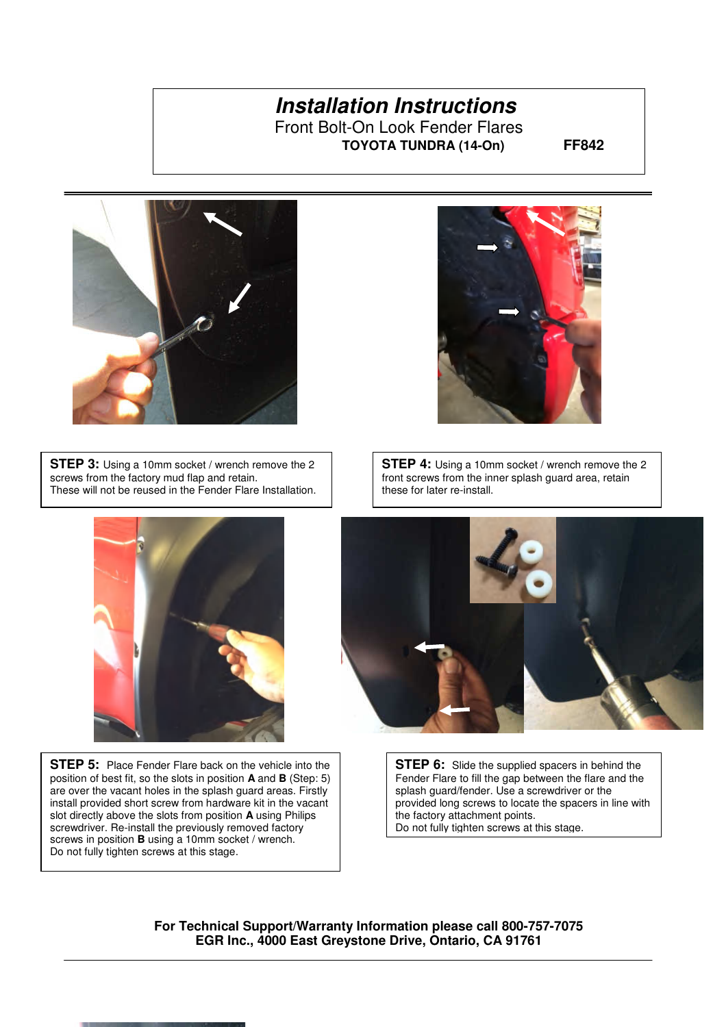# *Installation Instructions*

Front Bolt-On Look Fender Flares

**TOYOTA TUNDRA (14-On)** **FF842**

---

**STEP 3:** Using a 10mm socket / wrench remove the 2 screws from the factory mud flap and retain.
These will not be reused in the Fender Flare Installation.

**STEP 4:** Using a 10mm socket / wrench remove the 2 front screws from the inner splash guard area, retain these for later re-install.

**STEP 5:** Place Fender Flare back on the vehicle into the position of best fit, so the slots in position **A** and **B** (Step: 5) are over the vacant holes in the splash guard areas. Firstly install provided short screw from hardware kit in the vacant slot directly above the slots from position **A** using Philips screwdriver. Re-install the previously removed factory screws in position **B** using a 10mm socket / wrench.
Do not fully tighten screws at this stage.

**STEP 6:** Slide the supplied spacers in behind the Fender Flare to fill the gap between the flare and the splash guard/fender. Use a screwdriver or the provided long screws to locate the spacers in line with the factory attachment points.
Do not fully tighten screws at this stage.

**For Technical Support/Warranty Information please call 800-757-7075**
**EGR Inc., 4000 East Greystone Drive, Ontario, CA 91761**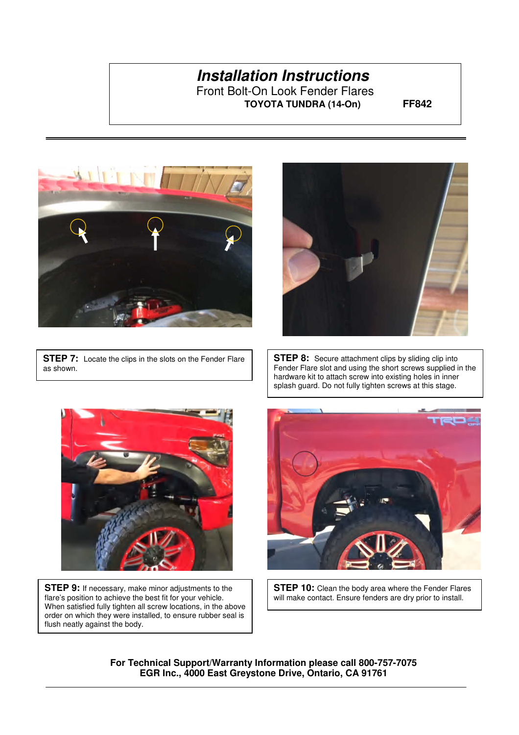# *Installation Instructions*

Front Bolt-On Look Fender Flares

**TOYOTA TUNDRA (14-On)** **FF842**

**STEP 7:** Locate the clips in the slots on the Fender Flare as shown.

**STEP 8:** Secure attachment clips by sliding clip into Fender Flare slot and using the short screws supplied in the hardware kit to attach screw into existing holes in inner splash guard. Do not fully tighten screws at this stage.

**STEP 9:** If necessary, make minor adjustments to the flare's position to achieve the best fit for your vehicle. When satisfied fully tighten all screw locations, in the above order on which they were installed, to ensure rubber seal is flush neatly against the body.

**STEP 10:** Clean the body area where the Fender Flares will make contact. Ensure fenders are dry prior to install.

**For Technical Support/Warranty Information please call 800-757-7075**
**EGR Inc., 4000 East Greystone Drive, Ontario, CA 91761**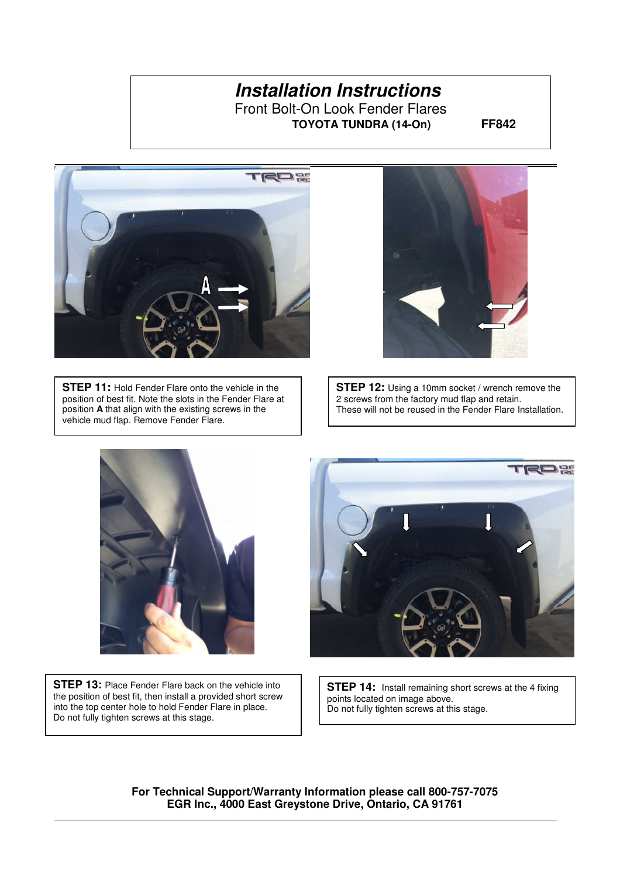# *Installation Instructions*

Front Bolt-On Look Fender Flares

**TOYOTA TUNDRA (14-On) FF842**

**STEP 11:** Hold Fender Flare onto the vehicle in the position of best fit. Note the slots in the Fender Flare at position **A** that align with the existing screws in the vehicle mud flap. Remove Fender Flare.

**STEP 12:** Using a 10mm socket / wrench remove the 2 screws from the factory mud flap and retain. These will not be reused in the Fender Flare Installation.

**STEP 13:** Place Fender Flare back on the vehicle into the position of best fit, then install a provided short screw into the top center hole to hold Fender Flare in place. Do not fully tighten screws at this stage.

**STEP 14:** Install remaining short screws at the 4 fixing points located on image above. Do not fully tighten screws at this stage.

**For Technical Support/Warranty Information please call 800-757-7075**
**EGR Inc., 4000 East Greystone Drive, Ontario, CA 91761**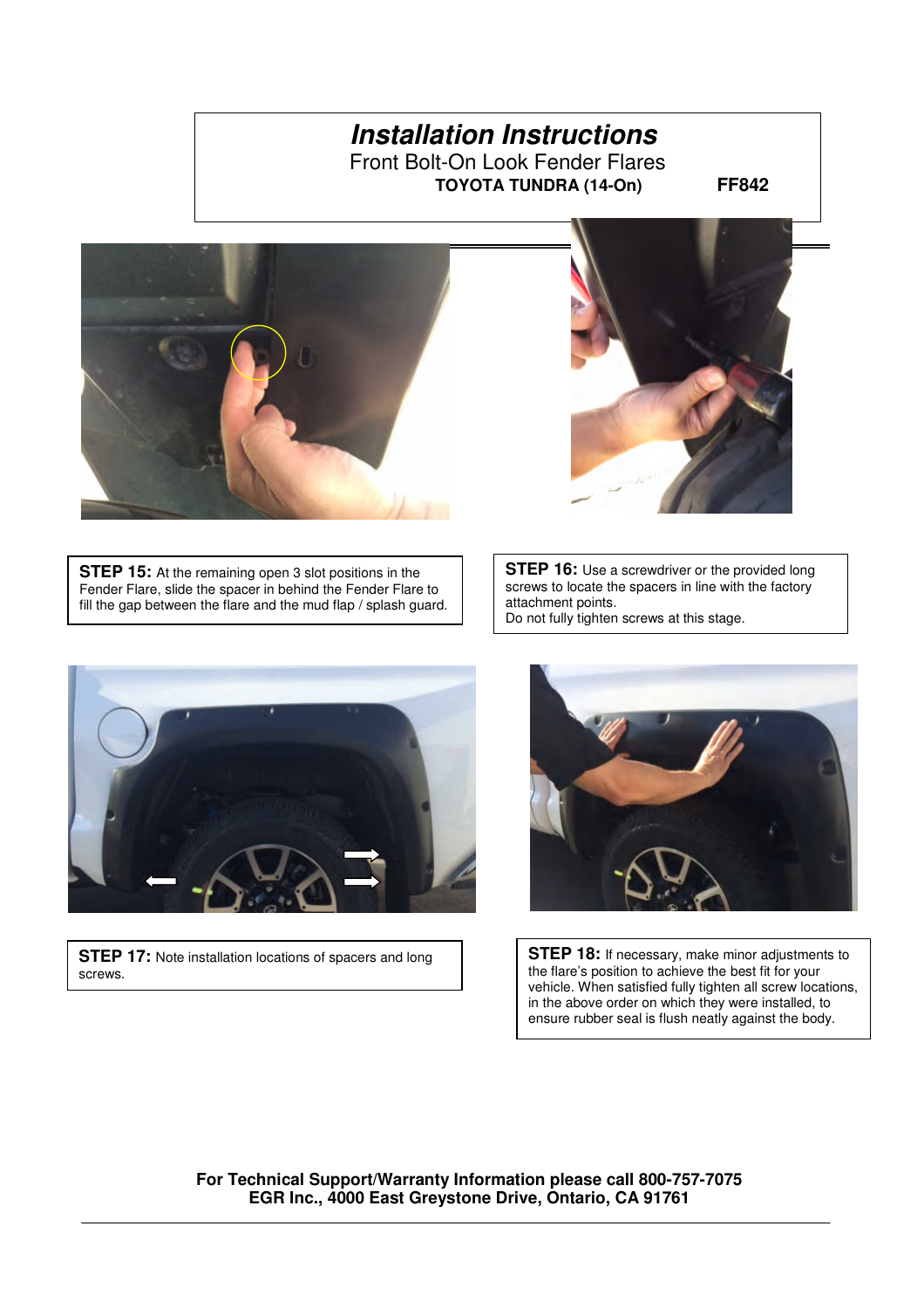# *Installation Instructions*

Front Bolt-On Look Fender Flares

**TOYOTA TUNDRA (14-On)** **FF842**

**STEP 15:** At the remaining open 3 slot positions in the Fender Flare, slide the spacer in behind the Fender Flare to fill the gap between the flare and the mud flap / splash guard.

**STEP 16:** Use a screwdriver or the provided long screws to locate the spacers in line with the factory attachment points.
Do not fully tighten screws at this stage.

**STEP 17:** Note installation locations of spacers and long screws.

**STEP 18:** If necessary, make minor adjustments to the flare's position to achieve the best fit for your vehicle. When satisfied fully tighten all screw locations, in the above order on which they were installed, to ensure rubber seal is flush neatly against the body.

**For Technical Support/Warranty Information please call 800-757-7075**
**EGR Inc., 4000 East Greystone Drive, Ontario, CA 91761**